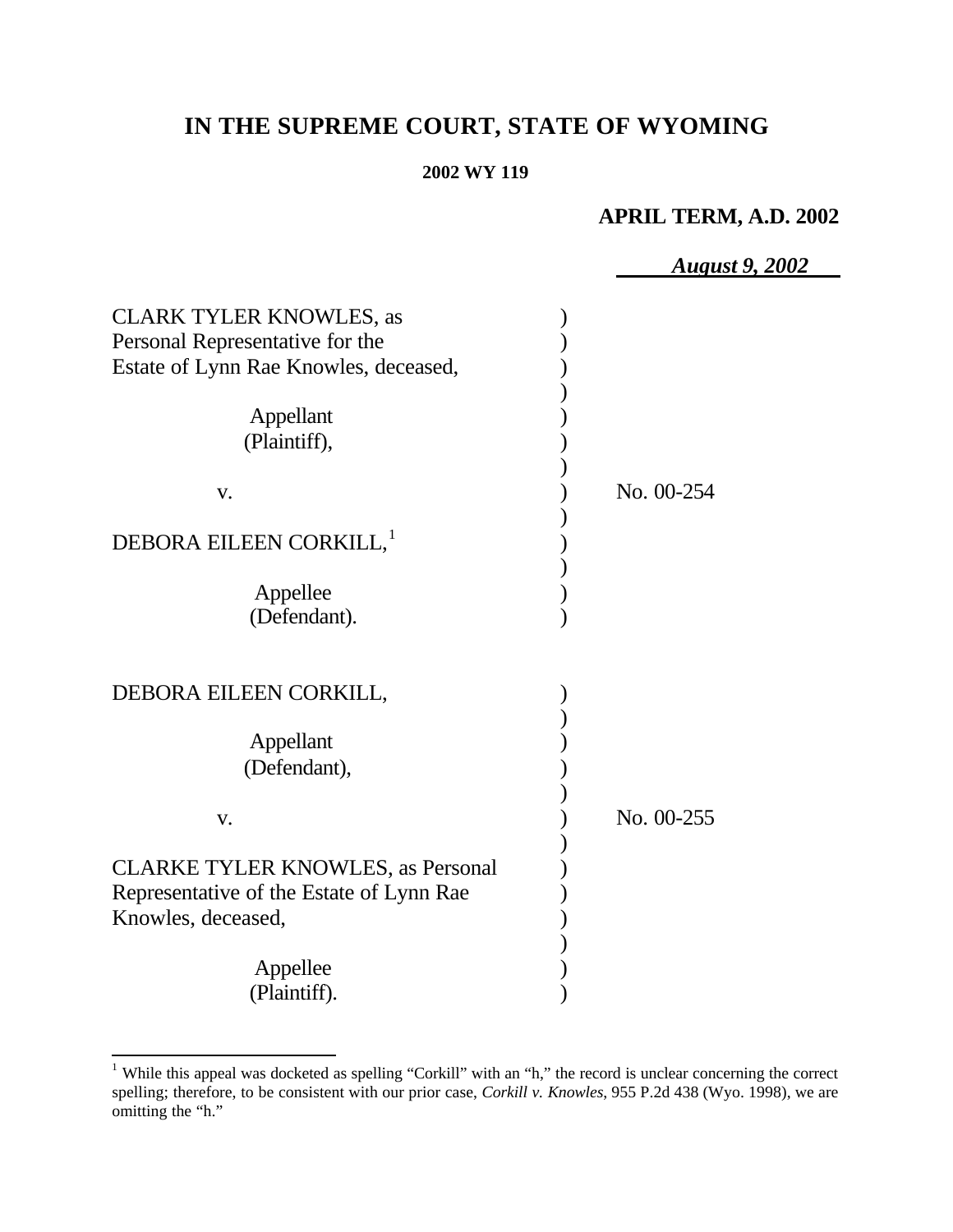# IN THE SUPREME COURT, STATE OF WYOMING

**2002 WY 119**

**APRIL TERM, A.D. 2002**

***August 9, 2002***

| | | |
|---|---|---|
| CLARK TYLER KNOWLES, as Personal Representative for the Estate of Lynn Rae Knowles, deceased,<br><br>Appellant (Plaintiff),<br><br>v.<br><br>DEBORA EILEEN CORKILL,[1]<br><br>Appellee (Defendant). | ) | No. 00-254 |
| DEBORA EILEEN CORKILL,<br><br>Appellant (Defendant),<br><br>v.<br><br>CLARKE TYLER KNOWLES, as Personal Representative of the Estate of Lynn Rae Knowles, deceased,<br><br>Appellee (Plaintiff). | ) | No. 00-255 |

[1] While this appeal was docketed as spelling "Corkill" with an "h," the record is unclear concerning the correct spelling; therefore, to be consistent with our prior case, *Corkill v. Knowles*, 955 P.2d 438 (Wyo. 1998), we are omitting the "h."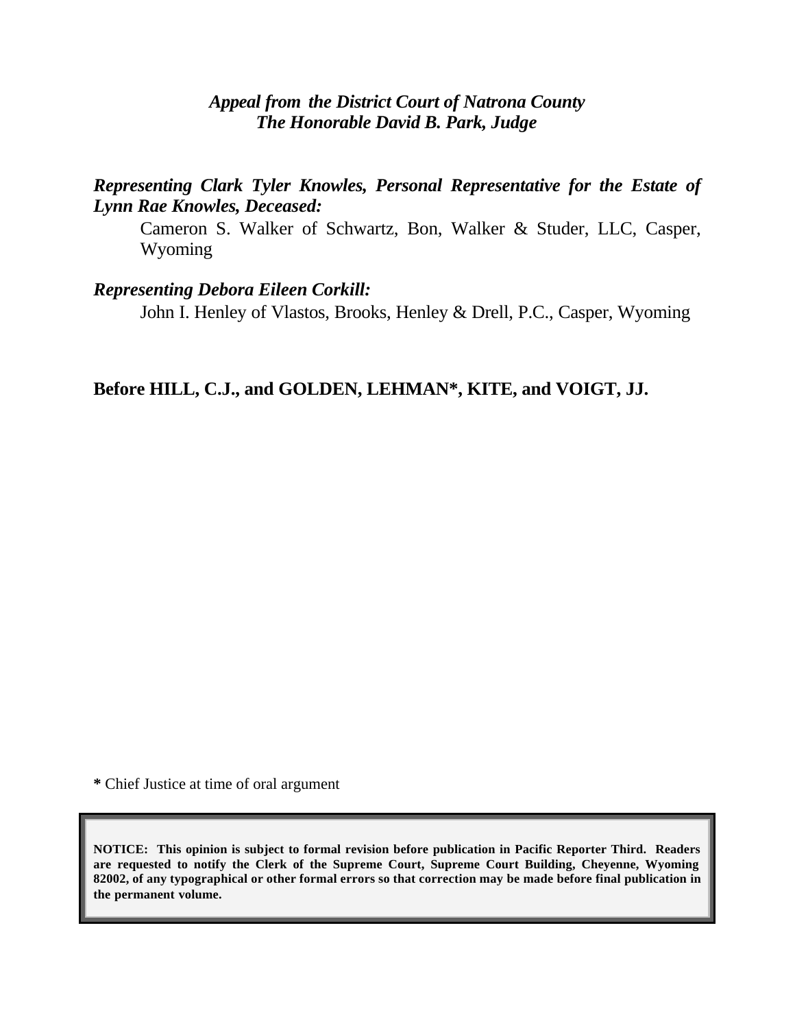*Appeal from the District Court of Natrona County*
*The Honorable David B. Park, Judge*

***Representing Clark Tyler Knowles, Personal Representative for the Estate of Lynn Rae Knowles, Deceased:***

Cameron S. Walker of Schwartz, Bon, Walker & Studer, LLC, Casper, Wyoming

***Representing Debora Eileen Corkill:***

John I. Henley of Vlastos, Brooks, Henley & Drell, P.C., Casper, Wyoming

**Before HILL, C.J., and GOLDEN, LEHMAN*, KITE, and VOIGT, JJ.**

**\*** Chief Justice at time of oral argument

**NOTICE: This opinion is subject to formal revision before publication in Pacific Reporter Third. Readers are requested to notify the Clerk of the Supreme Court, Supreme Court Building, Cheyenne, Wyoming 82002, of any typographical or other formal errors so that correction may be made before final publication in the permanent volume.**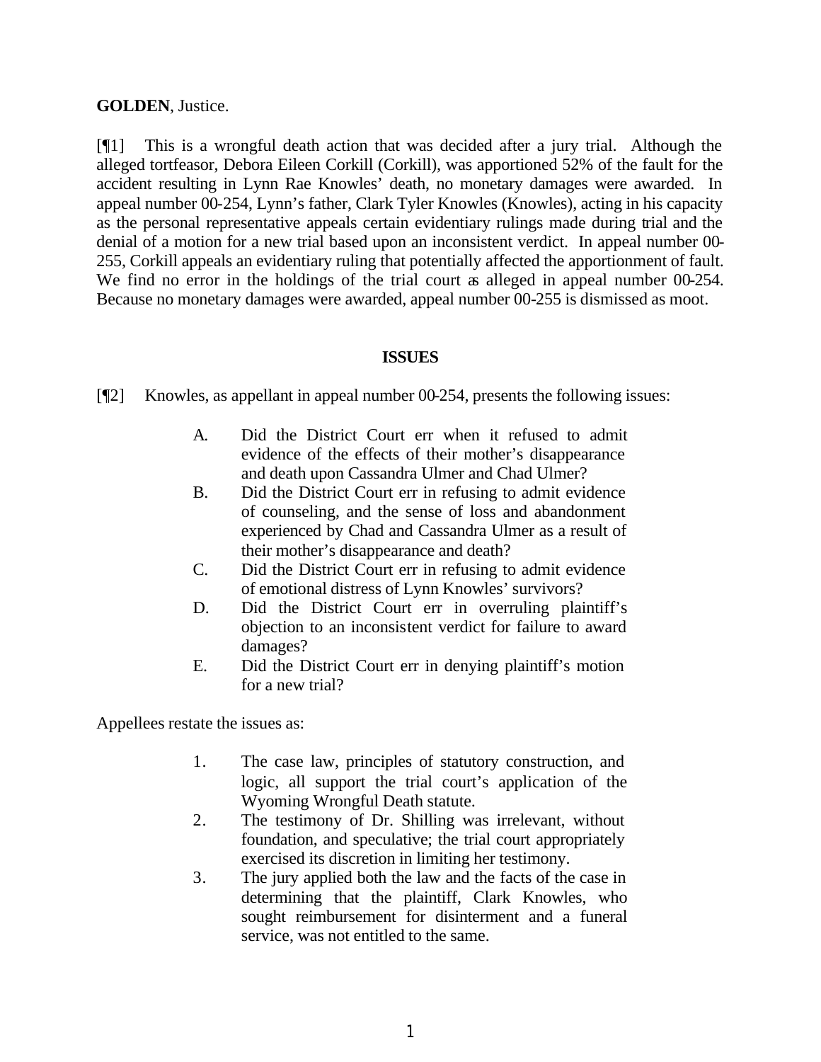**GOLDEN**, Justice.

[¶1] This is a wrongful death action that was decided after a jury trial. Although the alleged tortfeasor, Debora Eileen Corkill (Corkill), was apportioned 52% of the fault for the accident resulting in Lynn Rae Knowles' death, no monetary damages were awarded. In appeal number 00-254, Lynn's father, Clark Tyler Knowles (Knowles), acting in his capacity as the personal representative appeals certain evidentiary rulings made during trial and the denial of a motion for a new trial based upon an inconsistent verdict. In appeal number 00-255, Corkill appeals an evidentiary ruling that potentially affected the apportionment of fault. We find no error in the holdings of the trial court as alleged in appeal number 00-254. Because no monetary damages were awarded, appeal number 00-255 is dismissed as moot.

## ISSUES

[¶2] Knowles, as appellant in appeal number 00-254, presents the following issues:

> A. Did the District Court err when it refused to admit evidence of the effects of their mother's disappearance and death upon Cassandra Ulmer and Chad Ulmer?
>
> B. Did the District Court err in refusing to admit evidence of counseling, and the sense of loss and abandonment experienced by Chad and Cassandra Ulmer as a result of their mother's disappearance and death?
>
> C. Did the District Court err in refusing to admit evidence of emotional distress of Lynn Knowles' survivors?
>
> D. Did the District Court err in overruling plaintiff's objection to an inconsistent verdict for failure to award damages?
>
> E. Did the District Court err in denying plaintiff's motion for a new trial?

Appellees restate the issues as:

> 1. The case law, principles of statutory construction, and logic, all support the trial court's application of the Wyoming Wrongful Death statute.
>
> 2. The testimony of Dr. Shilling was irrelevant, without foundation, and speculative; the trial court appropriately exercised its discretion in limiting her testimony.
>
> 3. The jury applied both the law and the facts of the case in determining that the plaintiff, Clark Knowles, who sought reimbursement for disinterment and a funeral service, was not entitled to the same.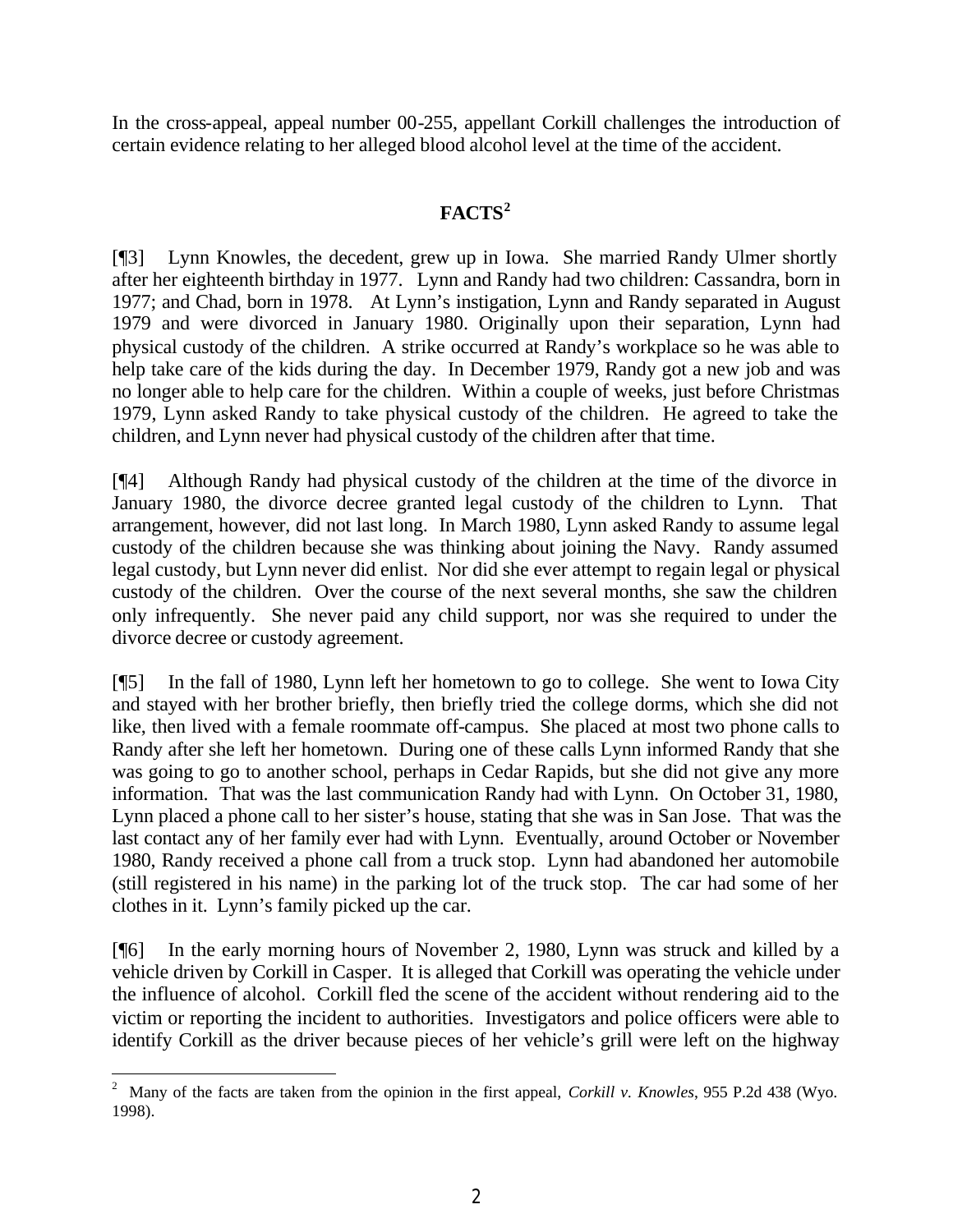In the cross-appeal, appeal number 00-255, appellant Corkill challenges the introduction of certain evidence relating to her alleged blood alcohol level at the time of the accident.

## FACTS[2]

[¶3] Lynn Knowles, the decedent, grew up in Iowa. She married Randy Ulmer shortly after her eighteenth birthday in 1977. Lynn and Randy had two children: Cassandra, born in 1977; and Chad, born in 1978. At Lynn's instigation, Lynn and Randy separated in August 1979 and were divorced in January 1980. Originally upon their separation, Lynn had physical custody of the children. A strike occurred at Randy's workplace so he was able to help take care of the kids during the day. In December 1979, Randy got a new job and was no longer able to help care for the children. Within a couple of weeks, just before Christmas 1979, Lynn asked Randy to take physical custody of the children. He agreed to take the children, and Lynn never had physical custody of the children after that time.

[¶4] Although Randy had physical custody of the children at the time of the divorce in January 1980, the divorce decree granted legal custody of the children to Lynn. That arrangement, however, did not last long. In March 1980, Lynn asked Randy to assume legal custody of the children because she was thinking about joining the Navy. Randy assumed legal custody, but Lynn never did enlist. Nor did she ever attempt to regain legal or physical custody of the children. Over the course of the next several months, she saw the children only infrequently. She never paid any child support, nor was she required to under the divorce decree or custody agreement.

[¶5] In the fall of 1980, Lynn left her hometown to go to college. She went to Iowa City and stayed with her brother briefly, then briefly tried the college dorms, which she did not like, then lived with a female roommate off-campus. She placed at most two phone calls to Randy after she left her hometown. During one of these calls Lynn informed Randy that she was going to go to another school, perhaps in Cedar Rapids, but she did not give any more information. That was the last communication Randy had with Lynn. On October 31, 1980, Lynn placed a phone call to her sister's house, stating that she was in San Jose. That was the last contact any of her family ever had with Lynn. Eventually, around October or November 1980, Randy received a phone call from a truck stop. Lynn had abandoned her automobile (still registered in his name) in the parking lot of the truck stop. The car had some of her clothes in it. Lynn's family picked up the car.

[¶6] In the early morning hours of November 2, 1980, Lynn was struck and killed by a vehicle driven by Corkill in Casper. It is alleged that Corkill was operating the vehicle under the influence of alcohol. Corkill fled the scene of the accident without rendering aid to the victim or reporting the incident to authorities. Investigators and police officers were able to identify Corkill as the driver because pieces of her vehicle's grill were left on the highway

---

[2] Many of the facts are taken from the opinion in the first appeal, *Corkill v. Knowles*, 955 P.2d 438 (Wyo. 1998).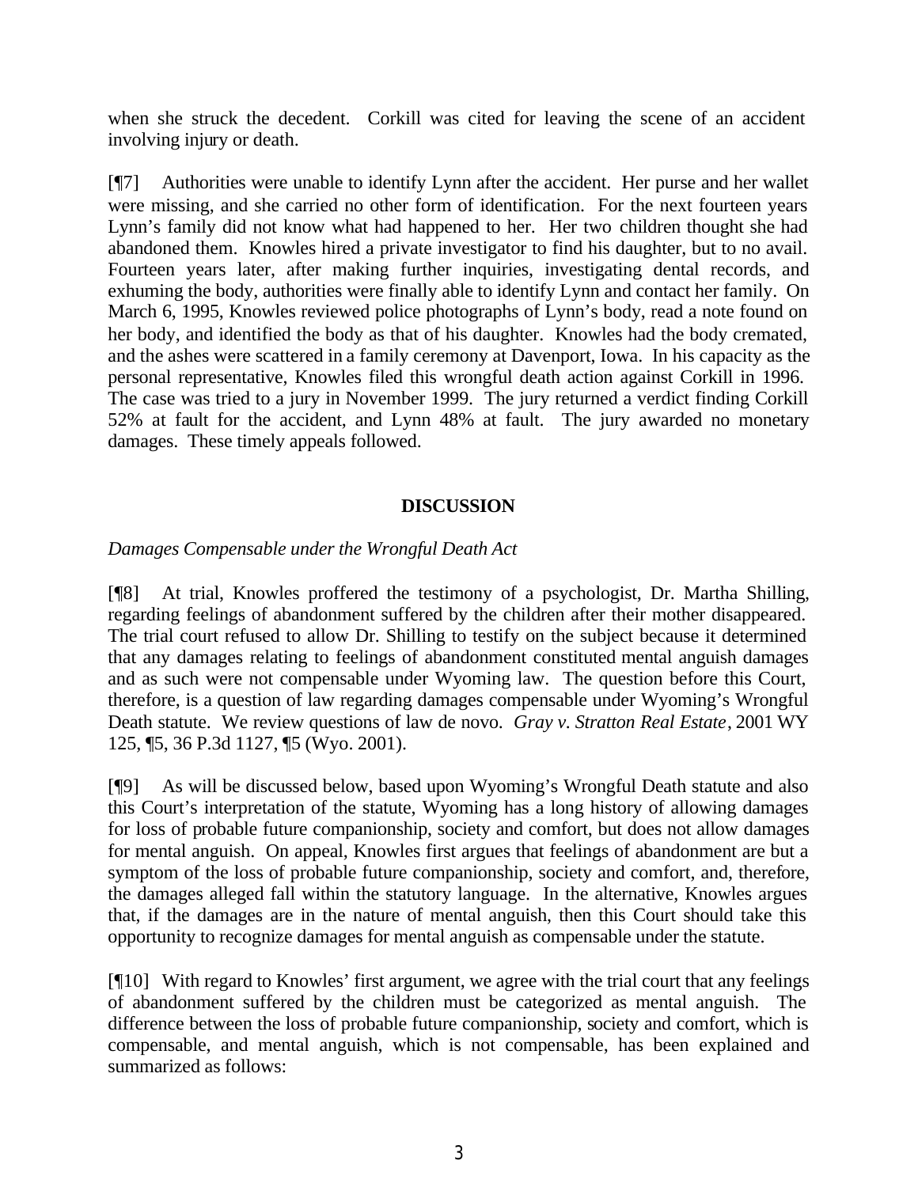when she struck the decedent. Corkill was cited for leaving the scene of an accident involving injury or death.

[¶7] Authorities were unable to identify Lynn after the accident. Her purse and her wallet were missing, and she carried no other form of identification. For the next fourteen years Lynn's family did not know what had happened to her. Her two children thought she had abandoned them. Knowles hired a private investigator to find his daughter, but to no avail. Fourteen years later, after making further inquiries, investigating dental records, and exhuming the body, authorities were finally able to identify Lynn and contact her family. On March 6, 1995, Knowles reviewed police photographs of Lynn's body, read a note found on her body, and identified the body as that of his daughter. Knowles had the body cremated, and the ashes were scattered in a family ceremony at Davenport, Iowa. In his capacity as the personal representative, Knowles filed this wrongful death action against Corkill in 1996. The case was tried to a jury in November 1999. The jury returned a verdict finding Corkill 52% at fault for the accident, and Lynn 48% at fault. The jury awarded no monetary damages. These timely appeals followed.

## DISCUSSION

*Damages Compensable under the Wrongful Death Act*

[¶8] At trial, Knowles proffered the testimony of a psychologist, Dr. Martha Shilling, regarding feelings of abandonment suffered by the children after their mother disappeared. The trial court refused to allow Dr. Shilling to testify on the subject because it determined that any damages relating to feelings of abandonment constituted mental anguish damages and as such were not compensable under Wyoming law. The question before this Court, therefore, is a question of law regarding damages compensable under Wyoming's Wrongful Death statute. We review questions of law de novo. *Gray v. Stratton Real Estate*, 2001 WY 125, ¶5, 36 P.3d 1127, ¶5 (Wyo. 2001).

[¶9] As will be discussed below, based upon Wyoming's Wrongful Death statute and also this Court's interpretation of the statute, Wyoming has a long history of allowing damages for loss of probable future companionship, society and comfort, but does not allow damages for mental anguish. On appeal, Knowles first argues that feelings of abandonment are but a symptom of the loss of probable future companionship, society and comfort, and, therefore, the damages alleged fall within the statutory language. In the alternative, Knowles argues that, if the damages are in the nature of mental anguish, then this Court should take this opportunity to recognize damages for mental anguish as compensable under the statute.

[¶10] With regard to Knowles' first argument, we agree with the trial court that any feelings of abandonment suffered by the children must be categorized as mental anguish. The difference between the loss of probable future companionship, society and comfort, which is compensable, and mental anguish, which is not compensable, has been explained and summarized as follows: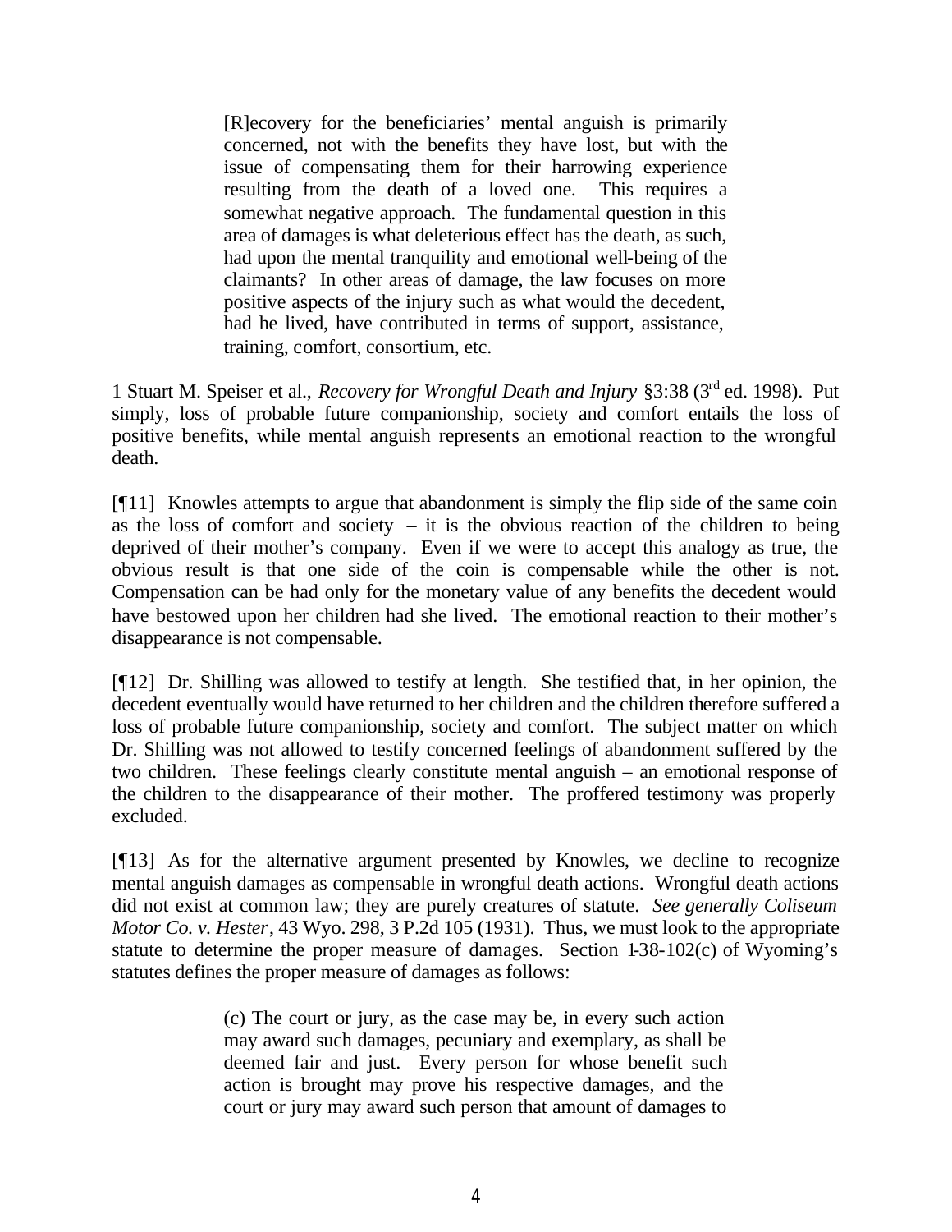> [R]ecovery for the beneficiaries' mental anguish is primarily concerned, not with the benefits they have lost, but with the issue of compensating them for their harrowing experience resulting from the death of a loved one. This requires a somewhat negative approach. The fundamental question in this area of damages is what deleterious effect has the death, as such, had upon the mental tranquility and emotional well-being of the claimants? In other areas of damage, the law focuses on more positive aspects of the injury such as what would the decedent, had he lived, have contributed in terms of support, assistance, training, comfort, consortium, etc.

1 Stuart M. Speiser et al., *Recovery for Wrongful Death and Injury* §3:38 (3rd ed. 1998). Put simply, loss of probable future companionship, society and comfort entails the loss of positive benefits, while mental anguish represents an emotional reaction to the wrongful death.

[¶11] Knowles attempts to argue that abandonment is simply the flip side of the same coin as the loss of comfort and society – it is the obvious reaction of the children to being deprived of their mother's company. Even if we were to accept this analogy as true, the obvious result is that one side of the coin is compensable while the other is not. Compensation can be had only for the monetary value of any benefits the decedent would have bestowed upon her children had she lived. The emotional reaction to their mother's disappearance is not compensable.

[¶12] Dr. Shilling was allowed to testify at length. She testified that, in her opinion, the decedent eventually would have returned to her children and the children therefore suffered a loss of probable future companionship, society and comfort. The subject matter on which Dr. Shilling was not allowed to testify concerned feelings of abandonment suffered by the two children. These feelings clearly constitute mental anguish – an emotional response of the children to the disappearance of their mother. The proffered testimony was properly excluded.

[¶13] As for the alternative argument presented by Knowles, we decline to recognize mental anguish damages as compensable in wrongful death actions. Wrongful death actions did not exist at common law; they are purely creatures of statute. *See generally Coliseum Motor Co. v. Hester*, 43 Wyo. 298, 3 P.2d 105 (1931). Thus, we must look to the appropriate statute to determine the proper measure of damages. Section 1-38-102(c) of Wyoming's statutes defines the proper measure of damages as follows:

> (c) The court or jury, as the case may be, in every such action may award such damages, pecuniary and exemplary, as shall be deemed fair and just. Every person for whose benefit such action is brought may prove his respective damages, and the court or jury may award such person that amount of damages to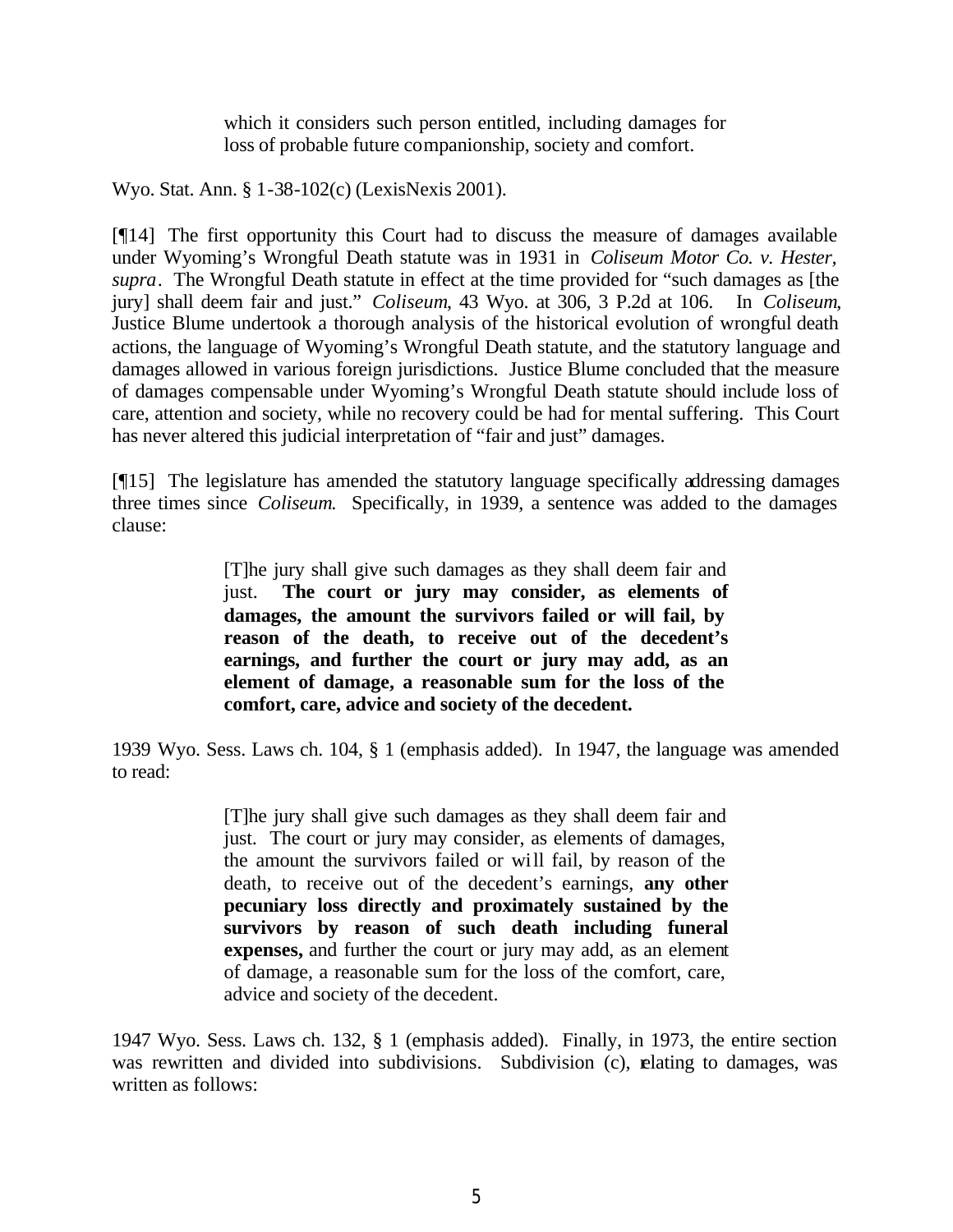> which it considers such person entitled, including damages for loss of probable future companionship, society and comfort.

Wyo. Stat. Ann. § 1-38-102(c) (LexisNexis 2001).

[¶14] The first opportunity this Court had to discuss the measure of damages available under Wyoming's Wrongful Death statute was in 1931 in *Coliseum Motor Co. v. Hester, supra*. The Wrongful Death statute in effect at the time provided for "such damages as [the jury] shall deem fair and just." *Coliseum*, 43 Wyo. at 306, 3 P.2d at 106. In *Coliseum*, Justice Blume undertook a thorough analysis of the historical evolution of wrongful death actions, the language of Wyoming's Wrongful Death statute, and the statutory language and damages allowed in various foreign jurisdictions. Justice Blume concluded that the measure of damages compensable under Wyoming's Wrongful Death statute should include loss of care, attention and society, while no recovery could be had for mental suffering. This Court has never altered this judicial interpretation of "fair and just" damages.

[¶15] The legislature has amended the statutory language specifically addressing damages three times since *Coliseum*. Specifically, in 1939, a sentence was added to the damages clause:

> [T]he jury shall give such damages as they shall deem fair and just. **The court or jury may consider, as elements of damages, the amount the survivors failed or will fail, by reason of the death, to receive out of the decedent's earnings, and further the court or jury may add, as an element of damage, a reasonable sum for the loss of the comfort, care, advice and society of the decedent.**

1939 Wyo. Sess. Laws ch. 104, § 1 (emphasis added). In 1947, the language was amended to read:

> [T]he jury shall give such damages as they shall deem fair and just. The court or jury may consider, as elements of damages, the amount the survivors failed or will fail, by reason of the death, to receive out of the decedent's earnings, **any other pecuniary loss directly and proximately sustained by the survivors by reason of such death including funeral expenses,** and further the court or jury may add, as an element of damage, a reasonable sum for the loss of the comfort, care, advice and society of the decedent.

1947 Wyo. Sess. Laws ch. 132, § 1 (emphasis added). Finally, in 1973, the entire section was rewritten and divided into subdivisions. Subdivision (c), relating to damages, was written as follows: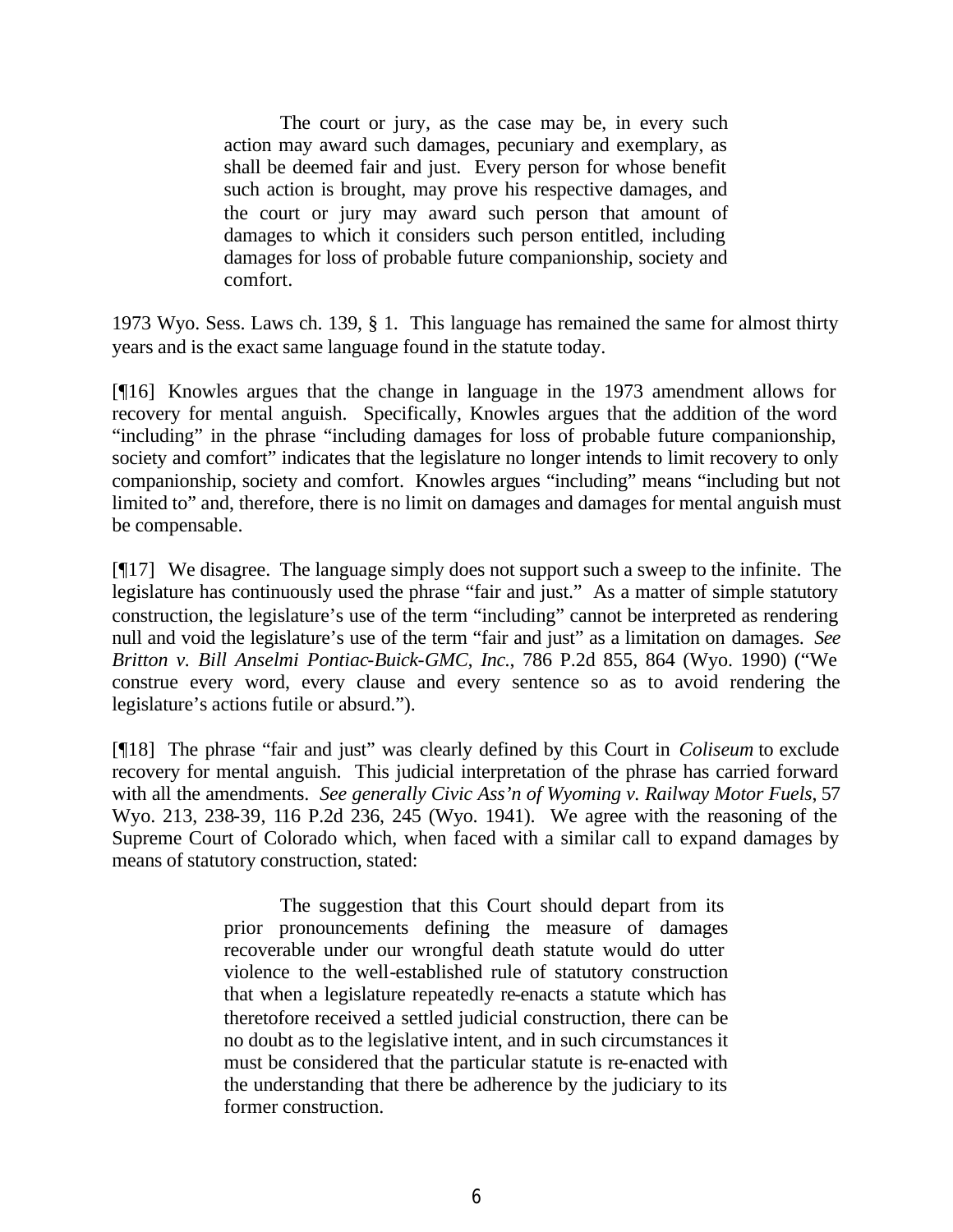> The court or jury, as the case may be, in every such action may award such damages, pecuniary and exemplary, as shall be deemed fair and just. Every person for whose benefit such action is brought, may prove his respective damages, and the court or jury may award such person that amount of damages to which it considers such person entitled, including damages for loss of probable future companionship, society and comfort.

1973 Wyo. Sess. Laws ch. 139, § 1. This language has remained the same for almost thirty years and is the exact same language found in the statute today.

[¶16] Knowles argues that the change in language in the 1973 amendment allows for recovery for mental anguish. Specifically, Knowles argues that the addition of the word "including" in the phrase "including damages for loss of probable future companionship, society and comfort" indicates that the legislature no longer intends to limit recovery to only companionship, society and comfort. Knowles argues "including" means "including but not limited to" and, therefore, there is no limit on damages and damages for mental anguish must be compensable.

[¶17] We disagree. The language simply does not support such a sweep to the infinite. The legislature has continuously used the phrase "fair and just." As a matter of simple statutory construction, the legislature's use of the term "including" cannot be interpreted as rendering null and void the legislature's use of the term "fair and just" as a limitation on damages. *See Britton v. Bill Anselmi Pontiac-Buick-GMC, Inc.*, 786 P.2d 855, 864 (Wyo. 1990) ("We construe every word, every clause and every sentence so as to avoid rendering the legislature's actions futile or absurd.").

[¶18] The phrase "fair and just" was clearly defined by this Court in *Coliseum* to exclude recovery for mental anguish. This judicial interpretation of the phrase has carried forward with all the amendments. *See generally Civic Ass'n of Wyoming v. Railway Motor Fuels*, 57 Wyo. 213, 238-39, 116 P.2d 236, 245 (Wyo. 1941). We agree with the reasoning of the Supreme Court of Colorado which, when faced with a similar call to expand damages by means of statutory construction, stated:

> The suggestion that this Court should depart from its prior pronouncements defining the measure of damages recoverable under our wrongful death statute would do utter violence to the well-established rule of statutory construction that when a legislature repeatedly re-enacts a statute which has theretofore received a settled judicial construction, there can be no doubt as to the legislative intent, and in such circumstances it must be considered that the particular statute is re-enacted with the understanding that there be adherence by the judiciary to its former construction.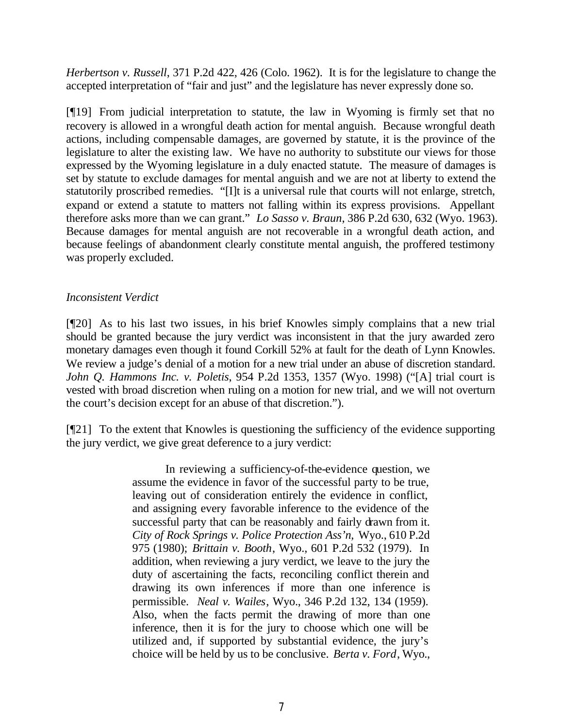*Herbertson v. Russell*, 371 P.2d 422, 426 (Colo. 1962). It is for the legislature to change the accepted interpretation of "fair and just" and the legislature has never expressly done so.

[¶19] From judicial interpretation to statute, the law in Wyoming is firmly set that no recovery is allowed in a wrongful death action for mental anguish. Because wrongful death actions, including compensable damages, are governed by statute, it is the province of the legislature to alter the existing law. We have no authority to substitute our views for those expressed by the Wyoming legislature in a duly enacted statute. The measure of damages is set by statute to exclude damages for mental anguish and we are not at liberty to extend the statutorily proscribed remedies. "[I]t is a universal rule that courts will not enlarge, stretch, expand or extend a statute to matters not falling within its express provisions. Appellant therefore asks more than we can grant." *Lo Sasso v. Braun*, 386 P.2d 630, 632 (Wyo. 1963). Because damages for mental anguish are not recoverable in a wrongful death action, and because feelings of abandonment clearly constitute mental anguish, the proffered testimony was properly excluded.

*Inconsistent Verdict*

[¶20] As to his last two issues, in his brief Knowles simply complains that a new trial should be granted because the jury verdict was inconsistent in that the jury awarded zero monetary damages even though it found Corkill 52% at fault for the death of Lynn Knowles. We review a judge's denial of a motion for a new trial under an abuse of discretion standard. *John Q. Hammons Inc. v. Poletis*, 954 P.2d 1353, 1357 (Wyo. 1998) ("[A] trial court is vested with broad discretion when ruling on a motion for new trial, and we will not overturn the court's decision except for an abuse of that discretion.").

[¶21] To the extent that Knowles is questioning the sufficiency of the evidence supporting the jury verdict, we give great deference to a jury verdict:

> In reviewing a sufficiency-of-the-evidence question, we assume the evidence in favor of the successful party to be true, leaving out of consideration entirely the evidence in conflict, and assigning every favorable inference to the evidence of the successful party that can be reasonably and fairly drawn from it. *City of Rock Springs v. Police Protection Ass'n,* Wyo., 610 P.2d 975 (1980); *Brittain v. Booth*, Wyo., 601 P.2d 532 (1979). In addition, when reviewing a jury verdict, we leave to the jury the duty of ascertaining the facts, reconciling conflict therein and drawing its own inferences if more than one inference is permissible. *Neal v. Wailes*, Wyo., 346 P.2d 132, 134 (1959). Also, when the facts permit the drawing of more than one inference, then it is for the jury to choose which one will be utilized and, if supported by substantial evidence, the jury's choice will be held by us to be conclusive. *Berta v. Ford*, Wyo.,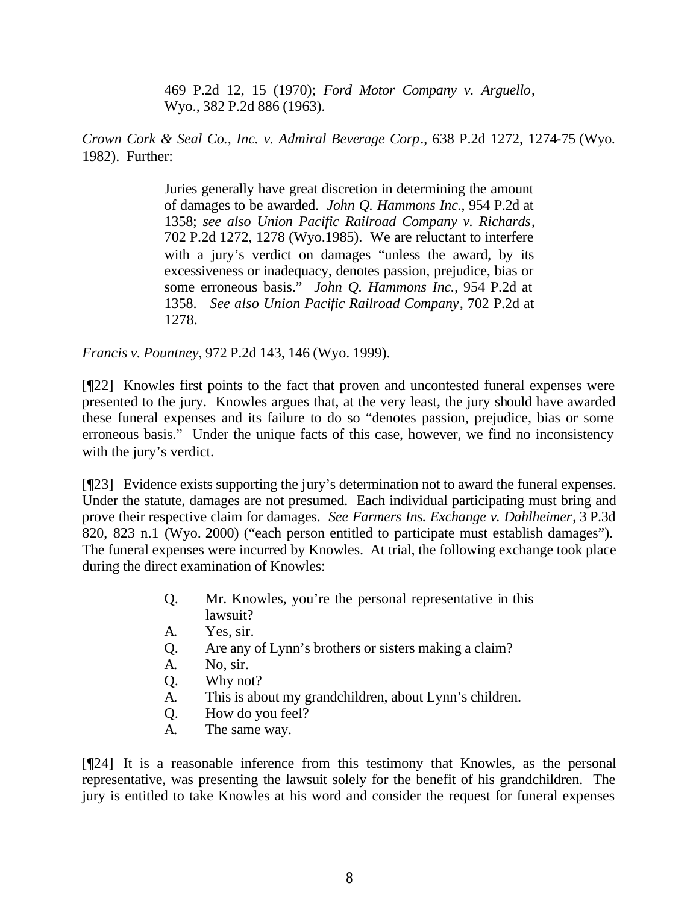> 469 P.2d 12, 15 (1970); *Ford Motor Company v. Arguello*, Wyo., 382 P.2d 886 (1963).

*Crown Cork & Seal Co., Inc. v. Admiral Beverage Corp*., 638 P.2d 1272, 1274-75 (Wyo. 1982). Further:

> Juries generally have great discretion in determining the amount of damages to be awarded. *John Q. Hammons Inc.*, 954 P.2d at 1358; *see also Union Pacific Railroad Company v. Richards*, 702 P.2d 1272, 1278 (Wyo.1985). We are reluctant to interfere with a jury's verdict on damages "unless the award, by its excessiveness or inadequacy, denotes passion, prejudice, bias or some erroneous basis." *John Q. Hammons Inc.*, 954 P.2d at 1358. *See also Union Pacific Railroad Company*, 702 P.2d at 1278.

*Francis v. Pountney*, 972 P.2d 143, 146 (Wyo. 1999).

[¶22] Knowles first points to the fact that proven and uncontested funeral expenses were presented to the jury. Knowles argues that, at the very least, the jury should have awarded these funeral expenses and its failure to do so "denotes passion, prejudice, bias or some erroneous basis." Under the unique facts of this case, however, we find no inconsistency with the jury's verdict.

[¶23] Evidence exists supporting the jury's determination not to award the funeral expenses. Under the statute, damages are not presumed. Each individual participating must bring and prove their respective claim for damages. *See Farmers Ins. Exchange v. Dahlheimer*, 3 P.3d 820, 823 n.1 (Wyo. 2000) ("each person entitled to participate must establish damages"). The funeral expenses were incurred by Knowles. At trial, the following exchange took place during the direct examination of Knowles:

> Q. Mr. Knowles, you're the personal representative in this lawsuit?
> A. Yes, sir.
> Q. Are any of Lynn's brothers or sisters making a claim?
> A. No, sir.
> Q. Why not?
> A. This is about my grandchildren, about Lynn's children.
> Q. How do you feel?
> A. The same way.

[¶24] It is a reasonable inference from this testimony that Knowles, as the personal representative, was presenting the lawsuit solely for the benefit of his grandchildren. The jury is entitled to take Knowles at his word and consider the request for funeral expenses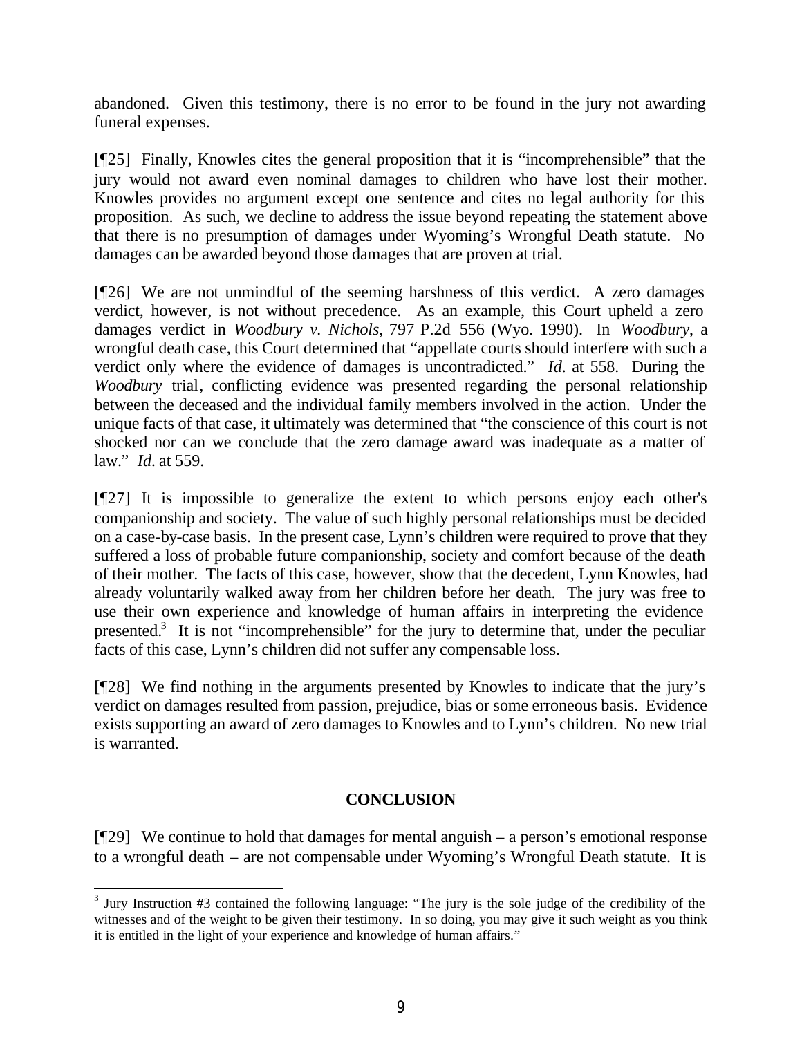abandoned. Given this testimony, there is no error to be found in the jury not awarding funeral expenses.

[¶25] Finally, Knowles cites the general proposition that it is "incomprehensible" that the jury would not award even nominal damages to children who have lost their mother. Knowles provides no argument except one sentence and cites no legal authority for this proposition. As such, we decline to address the issue beyond repeating the statement above that there is no presumption of damages under Wyoming's Wrongful Death statute. No damages can be awarded beyond those damages that are proven at trial.

[¶26] We are not unmindful of the seeming harshness of this verdict. A zero damages verdict, however, is not without precedence. As an example, this Court upheld a zero damages verdict in *Woodbury v. Nichols*, 797 P.2d 556 (Wyo. 1990). In *Woodbury*, a wrongful death case, this Court determined that "appellate courts should interfere with such a verdict only where the evidence of damages is uncontradicted." *Id.* at 558. During the *Woodbury* trial, conflicting evidence was presented regarding the personal relationship between the deceased and the individual family members involved in the action. Under the unique facts of that case, it ultimately was determined that "the conscience of this court is not shocked nor can we conclude that the zero damage award was inadequate as a matter of law." *Id.* at 559.

[¶27] It is impossible to generalize the extent to which persons enjoy each other's companionship and society. The value of such highly personal relationships must be decided on a case-by-case basis. In the present case, Lynn's children were required to prove that they suffered a loss of probable future companionship, society and comfort because of the death of their mother. The facts of this case, however, show that the decedent, Lynn Knowles, had already voluntarily walked away from her children before her death. The jury was free to use their own experience and knowledge of human affairs in interpreting the evidence presented.[3] It is not "incomprehensible" for the jury to determine that, under the peculiar facts of this case, Lynn's children did not suffer any compensable loss.

[¶28] We find nothing in the arguments presented by Knowles to indicate that the jury's verdict on damages resulted from passion, prejudice, bias or some erroneous basis. Evidence exists supporting an award of zero damages to Knowles and to Lynn's children. No new trial is warranted.

## CONCLUSION

[¶29] We continue to hold that damages for mental anguish – a person's emotional response to a wrongful death – are not compensable under Wyoming's Wrongful Death statute. It is

---

[3] Jury Instruction #3 contained the following language: "The jury is the sole judge of the credibility of the witnesses and of the weight to be given their testimony. In so doing, you may give it such weight as you think it is entitled in the light of your experience and knowledge of human affairs."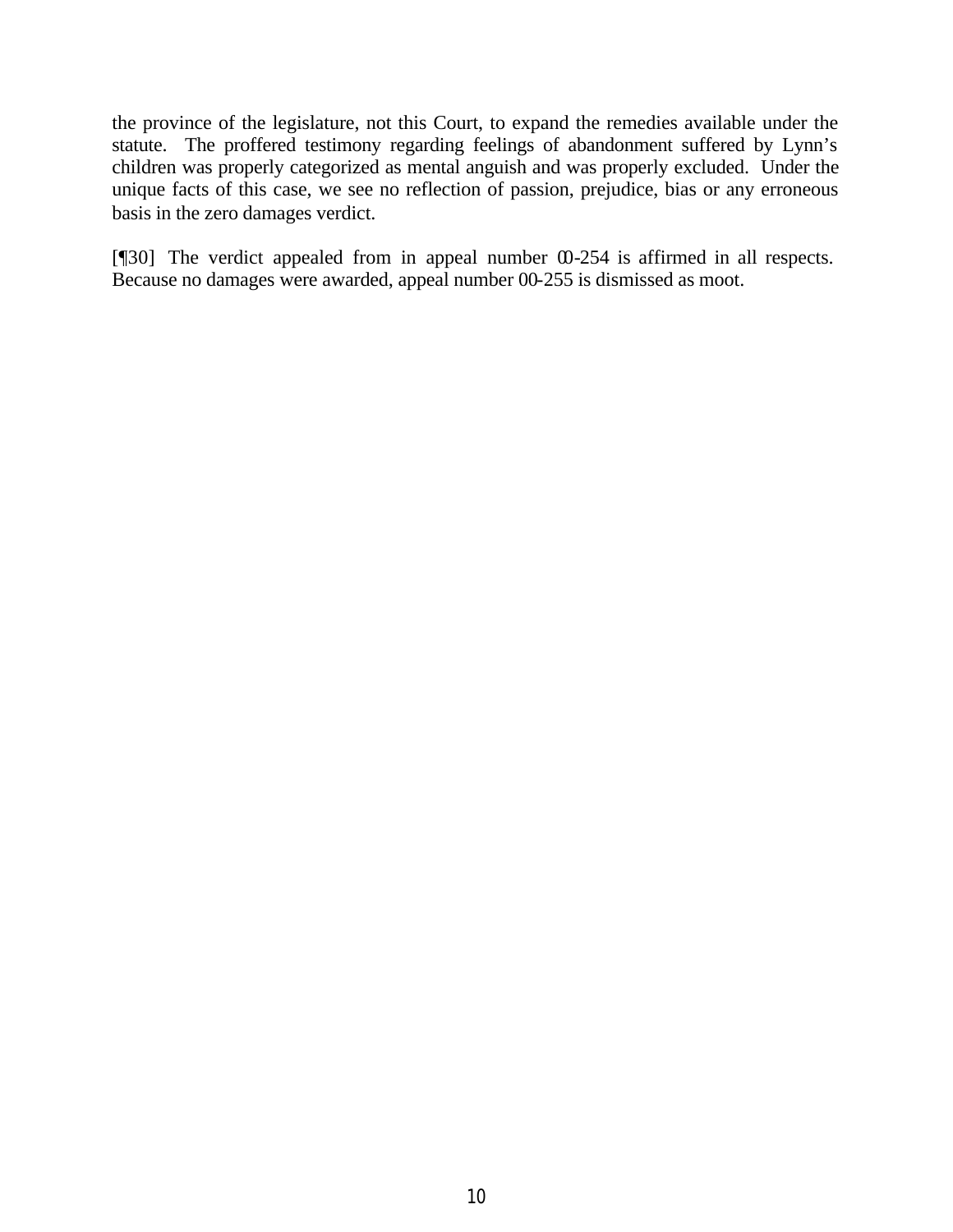the province of the legislature, not this Court, to expand the remedies available under the statute. The proffered testimony regarding feelings of abandonment suffered by Lynn's children was properly categorized as mental anguish and was properly excluded. Under the unique facts of this case, we see no reflection of passion, prejudice, bias or any erroneous basis in the zero damages verdict.

[¶30] The verdict appealed from in appeal number 00-254 is affirmed in all respects. Because no damages were awarded, appeal number 00-255 is dismissed as moot.